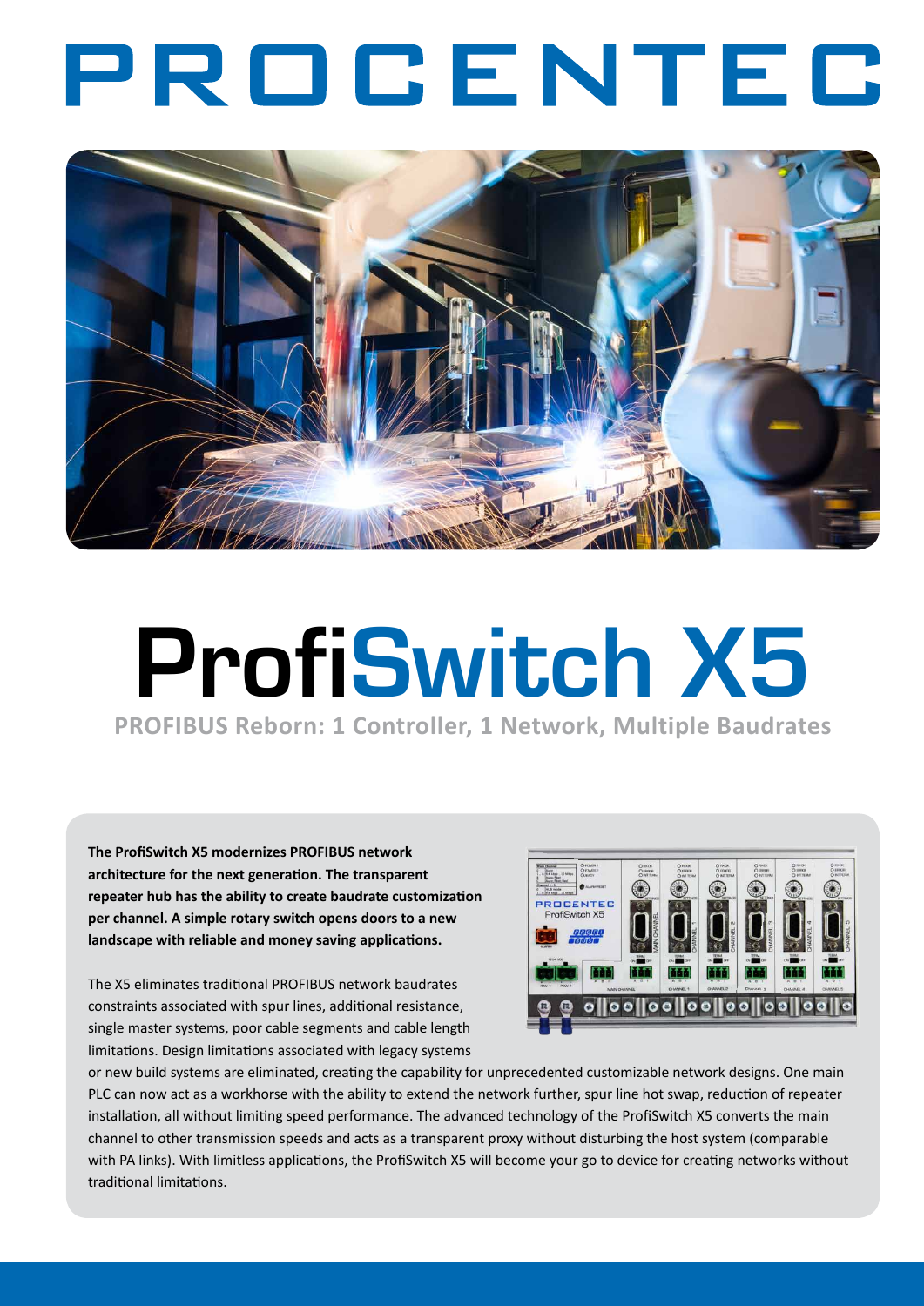# PROCENTEC

# ProfiSwitch X5

## PROFIBUS Reborn: 1 Controller, 1 Network, Multiple Baudrates

**The ProfiSwitch X5 modernizes PROFIBUS network architecture for the next generation. The transparent repeater hub has the ability to create baudrate customization per channel. A simple rotary switch opens doors to a new landscape with reliable and money saving applications.**

The X5 eliminates traditional PROFIBUS network baudrates constraints associated with spur lines, additional resistance, single master systems, poor cable segments and cable length limitations. Design limitations associated with legacy systems or new build systems are eliminated, creating the capability for unprecedented customizable network designs. One main PLC can now act as a workhorse with the ability to extend the network further, spur line hot swap, reduction of repeater installation, all without limiting speed performance. The advanced technology of the ProfiSwitch X5 converts the main channel to other transmission speeds and acts as a transparent proxy without disturbing the host system (comparable with PA links). With limitless applications, the ProfiSwitch X5 will become your go to device for creating networks without traditional limitations.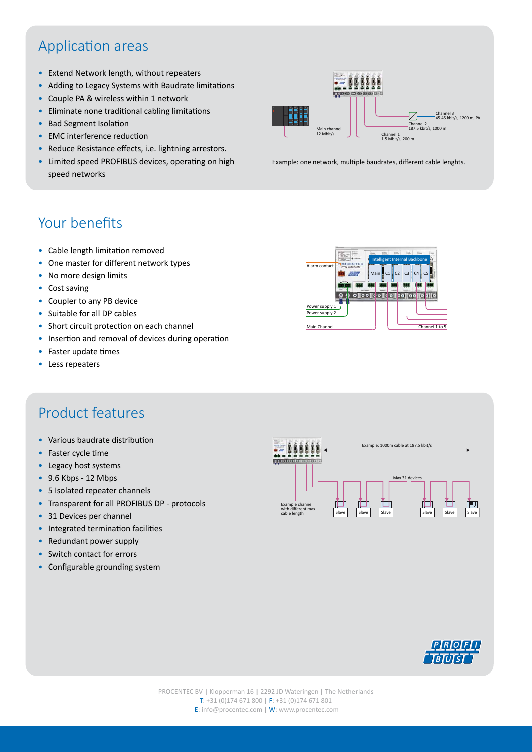## Application areas

- Extend Network length, without repeaters
- Adding to Legacy Systems with Baudrate limitations
- Couple PA & wireless within 1 network
- Eliminate none traditional cabling limitations
- Bad Segment Isolation
- EMC interference reduction
- Reduce Resistance effects, i.e. lightning arrestors.
- Limited speed PROFIBUS devices, operating on high speed networks

Main channel
12 Mbit/s

Channel 1
1.5 Mbit/s, 200 m

Channel 2
187.5 kbit/s, 1000 m

Channel 3
45.45 kbit/s, 1200 m, PA

Example: one network, multiple baudrates, different cable lenghts.

## Your benefits

- Cable length limitation removed
- One master for different network types
- No more design limits
- Cost saving
- Coupler to any PB device
- Suitable for all DP cables
- Short circuit protection on each channel
- Insertion and removal of devices during operation
- Faster update times
- Less repeaters

Alarm contact

Intelligent Internal Backbone

Main C1 C2 C3 C4 C5

Power supply 1

Power supply 2

Main Channel

Channel 1 to 5

## Product features

- Various baudrate distribution
- Faster cycle time
- Legacy host systems
- 9.6 Kbps - 12 Mbps
- 5 Isolated repeater channels
- Transparent for all PROFIBUS DP - protocols
- 31 Devices per channel
- Integrated termination facilities
- Redundant power supply
- Switch contact for errors
- Configurable grounding system

Example: 1000m cable at 187.5 kbit/s

Max 31 devices

Example channel with different max cable length

Slave Slave Slave Slave Slave Slave

PROCENTEC BV | Klopperman 16 | 2292 JD Wateringen | The Netherlands
T: +31 (0)174 671 800 | F: +31 (0)174 671 801
E: info@procentec.com | W: www.procentec.com